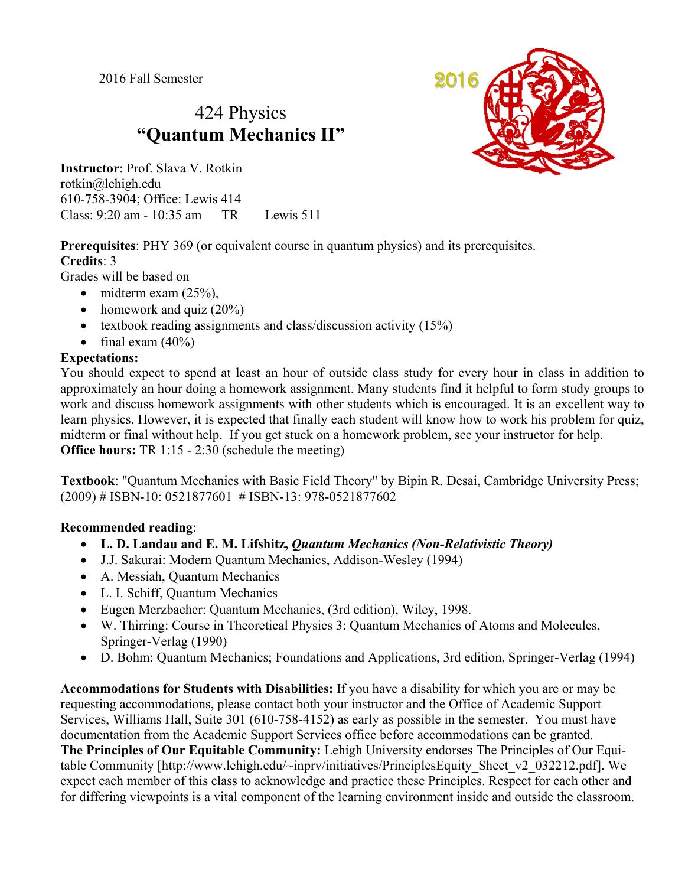2016 Fall Semester

# 424 Physics
# "Quantum Mechanics II"

**Instructor**: Prof. Slava V. Rotkin
rotkin@lehigh.edu
610-758-3904; Office: Lewis 414
Class: 9:20 am - 10:35 am TR Lewis 511

**Prerequisites**: PHY 369 (or equivalent course in quantum physics) and its prerequisites.
**Credits**: 3
Grades will be based on

- midterm exam (25%),
- homework and quiz (20%)
- textbook reading assignments and class/discussion activity (15%)
- final exam (40%)

**Expectations:**
You should expect to spend at least an hour of outside class study for every hour in class in addition to approximately an hour doing a homework assignment. Many students find it helpful to form study groups to work and discuss homework assignments with other students which is encouraged. It is an excellent way to learn physics. However, it is expected that finally each student will know how to work his problem for quiz, midterm or final without help. If you get stuck on a homework problem, see your instructor for help.
**Office hours:** TR 1:15 - 2:30 (schedule the meeting)

**Textbook**: "Quantum Mechanics with Basic Field Theory" by Bipin R. Desai, Cambridge University Press; (2009) # ISBN-10: 0521877601 # ISBN-13: 978-0521877602

**Recommended reading**:

- **L. D. Landau and E. M. Lifshitz, *Quantum Mechanics (Non-Relativistic Theory)***
- J.J. Sakurai: Modern Quantum Mechanics, Addison-Wesley (1994)
- A. Messiah, Quantum Mechanics
- L. I. Schiff, Quantum Mechanics
- Eugen Merzbacher: Quantum Mechanics, (3rd edition), Wiley, 1998.
- W. Thirring: Course in Theoretical Physics 3: Quantum Mechanics of Atoms and Molecules, Springer-Verlag (1990)
- D. Bohm: Quantum Mechanics; Foundations and Applications, 3rd edition, Springer-Verlag (1994)

**Accommodations for Students with Disabilities:** If you have a disability for which you are or may be requesting accommodations, please contact both your instructor and the Office of Academic Support Services, Williams Hall, Suite 301 (610-758-4152) as early as possible in the semester. You must have documentation from the Academic Support Services office before accommodations can be granted.
**The Principles of Our Equitable Community:** Lehigh University endorses The Principles of Our Equitable Community [http://www.lehigh.edu/~inprv/initiatives/PrinciplesEquity_Sheet_v2_032212.pdf]. We expect each member of this class to acknowledge and practice these Principles. Respect for each other and for differing viewpoints is a vital component of the learning environment inside and outside the classroom.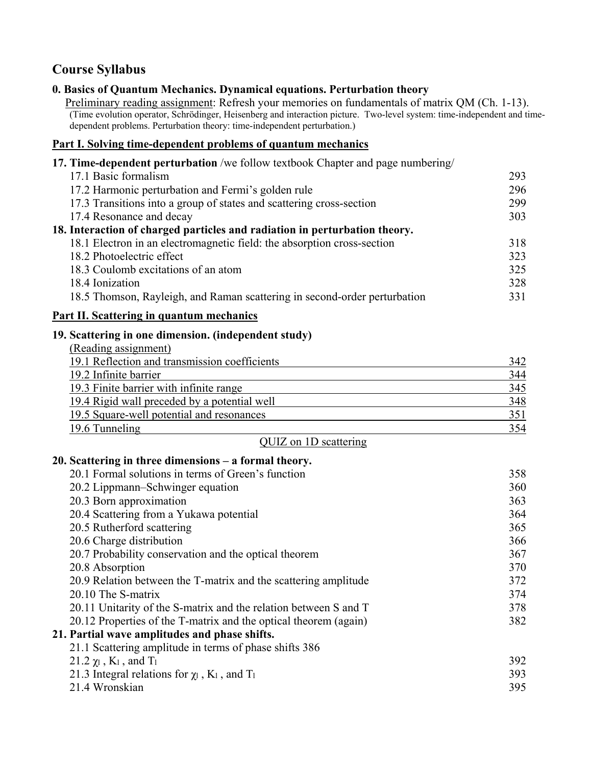## Course Syllabus

**0. Basics of Quantum Mechanics. Dynamical equations. Perturbation theory**

Preliminary reading assignment: Refresh your memories on fundamentals of matrix QM (Ch. 1-13).
(Time evolution operator, Schrödinger, Heisenberg and interaction picture. Two-level system: time-independent and time-dependent problems. Perturbation theory: time-independent perturbation.)

### Part I. Solving time-dependent problems of quantum mechanics

**17. Time-dependent perturbation** /we follow textbook Chapter and page numbering/

| | |
|---|---|
| 17.1 Basic formalism | 293 |
| 17.2 Harmonic perturbation and Fermi's golden rule | 296 |
| 17.3 Transitions into a group of states and scattering cross-section | 299 |
| 17.4 Resonance and decay | 303 |

**18. Interaction of charged particles and radiation in perturbation theory.**

| | |
|---|---|
| 18.1 Electron in an electromagnetic field: the absorption cross-section | 318 |
| 18.2 Photoelectric effect | 323 |
| 18.3 Coulomb excitations of an atom | 325 |
| 18.4 Ionization | 328 |
| 18.5 Thomson, Rayleigh, and Raman scattering in second-order perturbation | 331 |

### Part II. Scattering in quantum mechanics

**19. Scattering in one dimension. (independent study)**

(Reading assignment)

| | |
|---|---|
| 19.1 Reflection and transmission coefficients | 342 |
| 19.2 Infinite barrier | 344 |
| 19.3 Finite barrier with infinite range | 345 |
| 19.4 Rigid wall preceded by a potential well | 348 |
| 19.5 Square-well potential and resonances | 351 |
| 19.6 Tunneling | 354 |

QUIZ on 1D scattering

**20. Scattering in three dimensions – a formal theory.**

| | |
|---|---|
| 20.1 Formal solutions in terms of Green's function | 358 |
| 20.2 Lippmann–Schwinger equation | 360 |
| 20.3 Born approximation | 363 |
| 20.4 Scattering from a Yukawa potential | 364 |
| 20.5 Rutherford scattering | 365 |
| 20.6 Charge distribution | 366 |
| 20.7 Probability conservation and the optical theorem | 367 |
| 20.8 Absorption | 370 |
| 20.9 Relation between the T-matrix and the scattering amplitude | 372 |
| 20.10 The S-matrix | 374 |
| 20.11 Unitarity of the S-matrix and the relation between S and T | 378 |
| 20.12 Properties of the T-matrix and the optical theorem (again) | 382 |

**21. Partial wave amplitudes and phase shifts.**

| | |
|---|---|
| 21.1 Scattering amplitude in terms of phase shifts 386 | |
| 21.2 $\chi_l$ , $K_l$ , and $T_l$ | 392 |
| 21.3 Integral relations for $\chi_l$ , $K_l$ , and $T_l$ | 393 |
| 21.4 Wronskian | 395 |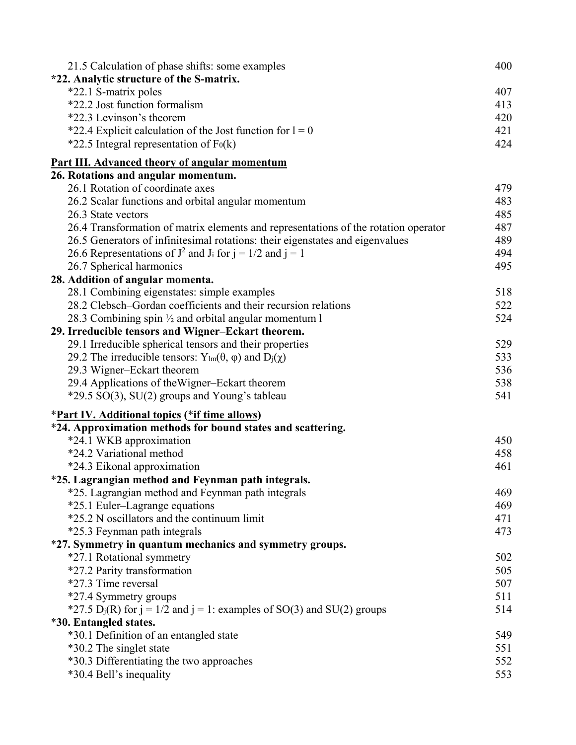| | |
|---|---|
| 21.5 Calculation of phase shifts: some examples | 400 |
| ***22. Analytic structure of the S-matrix.** | |
| *22.1 S-matrix poles | 407 |
| *22.2 Jost function formalism | 413 |
| *22.3 Levinson's theorem | 420 |
| *22.4 Explicit calculation of the Jost function for $l = 0$ | 421 |
| *22.5 Integral representation of $F_0(k)$ | 424 |

## Part III. Advanced theory of angular momentum

| | |
|---|---|
| **26. Rotations and angular momentum.** | |
| 26.1 Rotation of coordinate axes | 479 |
| 26.2 Scalar functions and orbital angular momentum | 483 |
| 26.3 State vectors | 485 |
| 26.4 Transformation of matrix elements and representations of the rotation operator | 487 |
| 26.5 Generators of infinitesimal rotations: their eigenstates and eigenvalues | 489 |
| 26.6 Representations of $J^2$ and $J_i$ for $j = 1/2$ and $j = 1$ | 494 |
| 26.7 Spherical harmonics | 495 |
| **28. Addition of angular momenta.** | |
| 28.1 Combining eigenstates: simple examples | 518 |
| 28.2 Clebsch–Gordan coefficients and their recursion relations | 522 |
| 28.3 Combining spin ½ and orbital angular momentum l | 524 |
| **29. Irreducible tensors and Wigner–Eckart theorem.** | |
| 29.1 Irreducible spherical tensors and their properties | 529 |
| 29.2 The irreducible tensors: $Y_{lm}(\theta, \varphi)$ and $D_j(\chi)$ | 533 |
| 29.3 Wigner–Eckart theorem | 536 |
| 29.4 Applications of theWigner–Eckart theorem | 538 |
| *29.5 SO(3), SU(2) groups and Young's tableau | 541 |

## *Part IV. Additional topics (*if time allows)

| | |
|---|---|
| ***24. Approximation methods for bound states and scattering.** | |
| *24.1 WKB approximation | 450 |
| *24.2 Variational method | 458 |
| *24.3 Eikonal approximation | 461 |
| ***25. Lagrangian method and Feynman path integrals.** | |
| *25. Lagrangian method and Feynman path integrals | 469 |
| *25.1 Euler–Lagrange equations | 469 |
| *25.2 N oscillators and the continuum limit | 471 |
| *25.3 Feynman path integrals | 473 |
| ***27. Symmetry in quantum mechanics and symmetry groups.** | |
| *27.1 Rotational symmetry | 502 |
| *27.2 Parity transformation | 505 |
| *27.3 Time reversal | 507 |
| *27.4 Symmetry groups | 511 |
| *27.5 $D_j(R)$ for $j = 1/2$ and $j = 1$: examples of SO(3) and SU(2) groups | 514 |
| ***30. Entangled states.** | |
| *30.1 Definition of an entangled state | 549 |
| *30.2 The singlet state | 551 |
| *30.3 Differentiating the two approaches | 552 |
| *30.4 Bell's inequality | 553 |